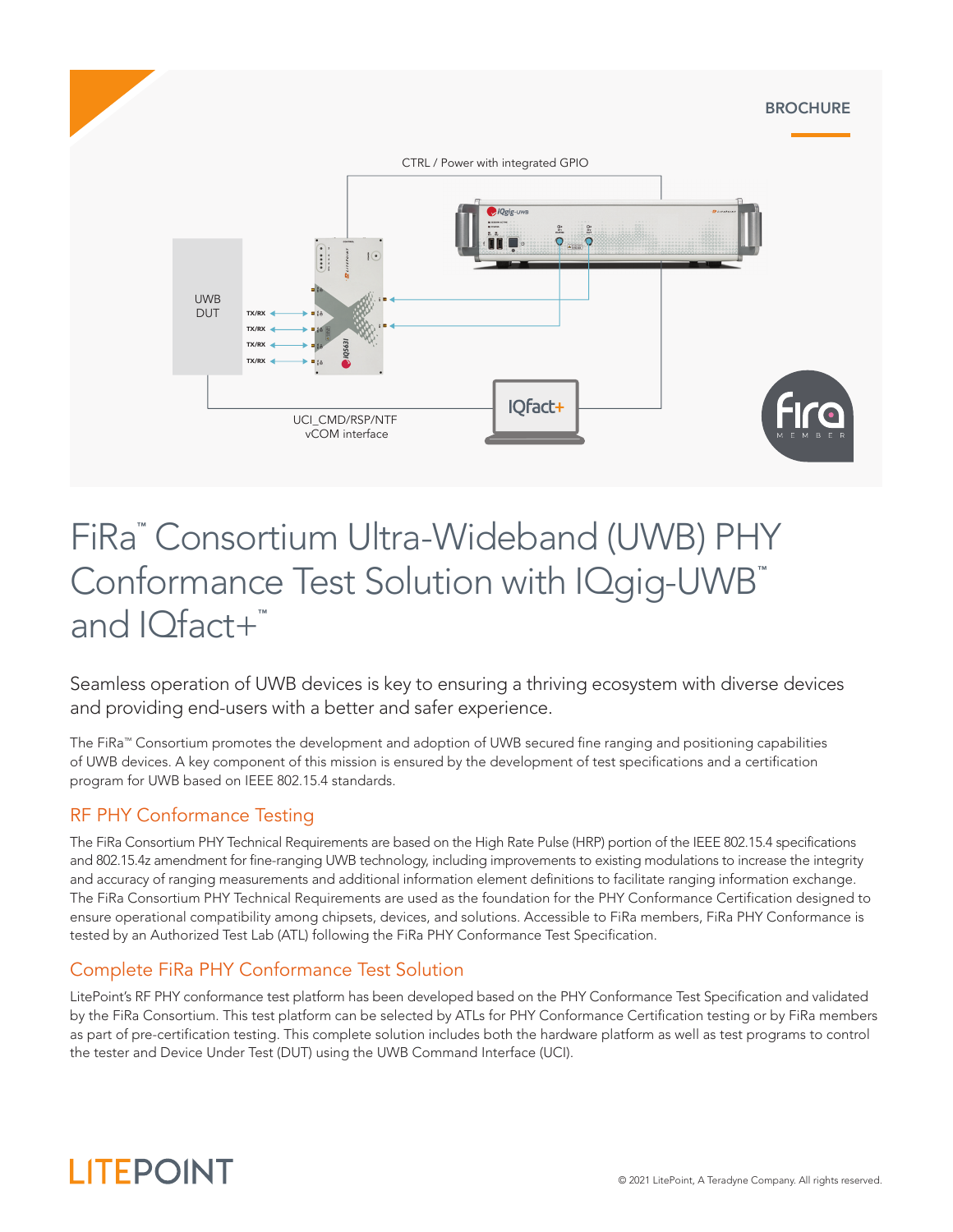BROCHURE

# FiRa™ Consortium Ultra-Wideband (UWB) PHY Conformance Test Solution with IQgig-UWB™ and IQfact+™

Seamless operation of UWB devices is key to ensuring a thriving ecosystem with diverse devices and providing end-users with a better and safer experience.

The FiRa™ Consortium promotes the development and adoption of UWB secured fine ranging and positioning capabilities of UWB devices. A key component of this mission is ensured by the development of test specifications and a certification program for UWB based on IEEE 802.15.4 standards.

## RF PHY Conformance Testing

The FiRa Consortium PHY Technical Requirements are based on the High Rate Pulse (HRP) portion of the IEEE 802.15.4 specifications and 802.15.4z amendment for fine-ranging UWB technology, including improvements to existing modulations to increase the integrity and accuracy of ranging measurements and additional information element definitions to facilitate ranging information exchange. The FiRa Consortium PHY Technical Requirements are used as the foundation for the PHY Conformance Certification designed to ensure operational compatibility among chipsets, devices, and solutions. Accessible to FiRa members, FiRa PHY Conformance is tested by an Authorized Test Lab (ATL) following the FiRa PHY Conformance Test Specification.

## Complete FiRa PHY Conformance Test Solution

LitePoint's RF PHY conformance test platform has been developed based on the PHY Conformance Test Specification and validated by the FiRa Consortium. This test platform can be selected by ATLs for PHY Conformance Certification testing or by FiRa members as part of pre-certification testing. This complete solution includes both the hardware platform as well as test programs to control the tester and Device Under Test (DUT) using the UWB Command Interface (UCI).

© 2021 LitePoint, A Teradyne Company. All rights reserved.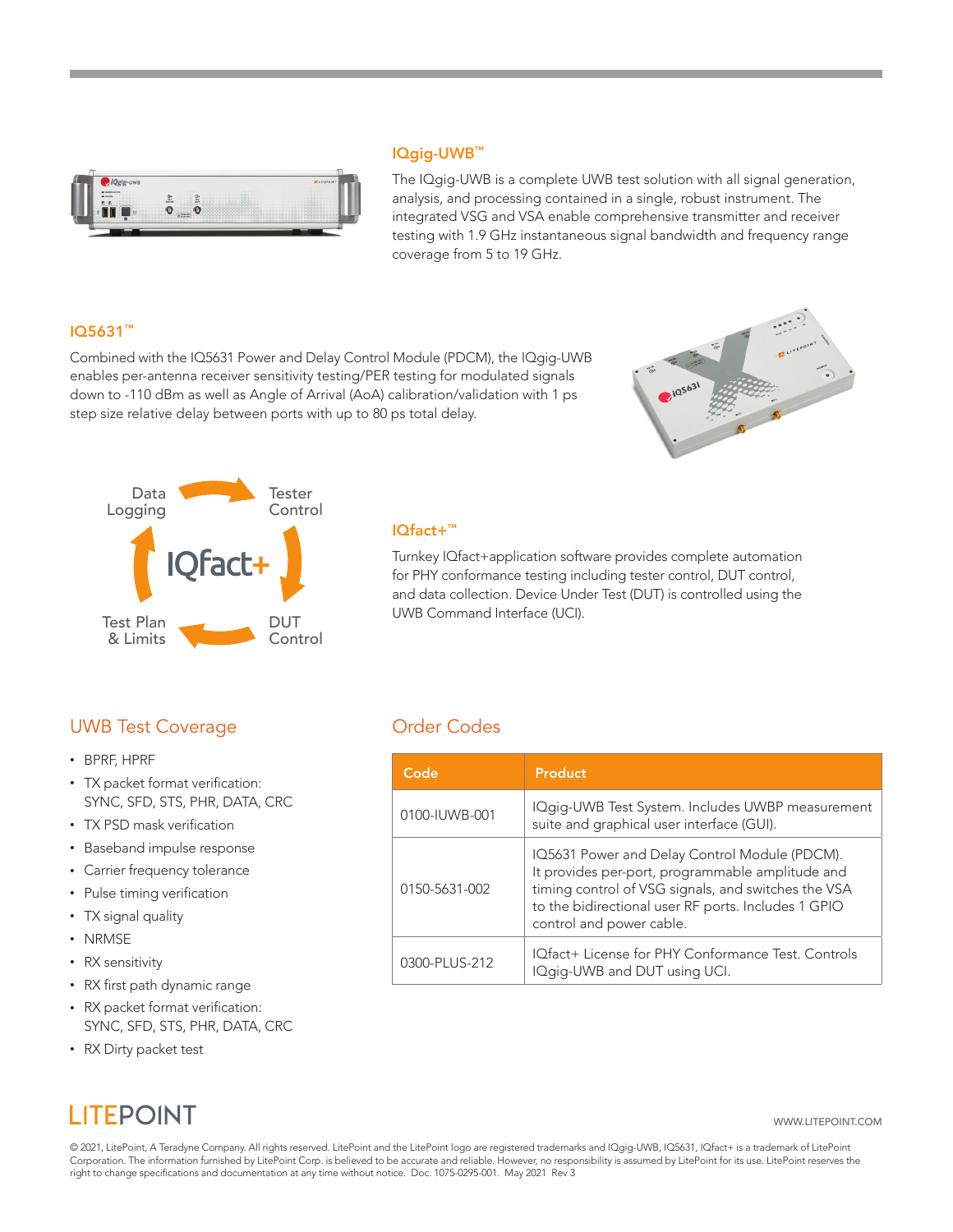### IQgig-UWB™

The IQgig-UWB is a complete UWB test solution with all signal generation, analysis, and processing contained in a single, robust instrument. The integrated VSG and VSA enable comprehensive transmitter and receiver testing with 1.9 GHz instantaneous signal bandwidth and frequency range coverage from 5 to 19 GHz.

### IQ5631™

Combined with the IQ5631 Power and Delay Control Module (PDCM), the IQgig-UWB enables per-antenna receiver sensitivity testing/PER testing for modulated signals down to -110 dBm as well as Angle of Arrival (AoA) calibration/validation with 1 ps step size relative delay between ports with up to 80 ps total delay.

Data Logging

Tester Control

IQfact+

Test Plan & Limits

DUT Control

### IQfact+™

Turnkey IQfact+application software provides complete automation for PHY conformance testing including tester control, DUT control, and data collection. Device Under Test (DUT) is controlled using the UWB Command Interface (UCI).

## UWB Test Coverage

- BPRF, HPRF
- TX packet format verification: SYNC, SFD, STS, PHR, DATA, CRC
- TX PSD mask verification
- Baseband impulse response
- Carrier frequency tolerance
- Pulse timing verification
- TX signal quality
- NRMSE
- RX sensitivity
- RX first path dynamic range
- RX packet format verification: SYNC, SFD, STS, PHR, DATA, CRC
- RX Dirty packet test

## Order Codes

| Code | Product |
|---|---|
| 0100-IUWB-001 | IQgig-UWB Test System. Includes UWBP measurement suite and graphical user interface (GUI). |
| 0150-5631-002 | IQ5631 Power and Delay Control Module (PDCM). It provides per-port, programmable amplitude and timing control of VSG signals, and switches the VSA to the bidirectional user RF ports. Includes 1 GPIO control and power cable. |
| 0300-PLUS-212 | IQfact+ License for PHY Conformance Test. Controls IQgig-UWB and DUT using UCI. |

LITEPOINT

WWW.LITEPOINT.COM

© 2021, LitePoint, A Teradyne Company. All rights reserved. LitePoint and the LitePoint logo are registered trademarks and IQgig-UWB, IQ5631, IQfact+ is a trademark of LitePoint Corporation. The information furnished by LitePoint Corp. is believed to be accurate and reliable. However, no responsibility is assumed by LitePoint for its use. LitePoint reserves the right to change specifications and documentation at any time without notice. Doc. 1075-0295-001. May 2021 Rev 3